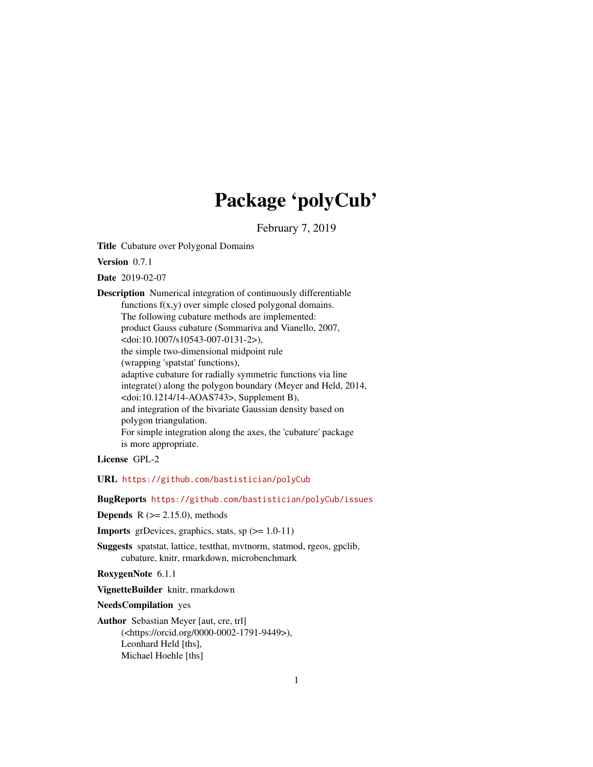# Package 'polyCub'

February 7, 2019

**Title** Cubature over Polygonal Domains

**Version** 0.7.1

**Date** 2019-02-07

**Description** Numerical integration of continuously differentiable functions f(x,y) over simple closed polygonal domains. The following cubature methods are implemented: product Gauss cubature (Sommariva and Vianello, 2007, <doi:10.1007/s10543-007-0131-2>), the simple two-dimensional midpoint rule (wrapping 'spatstat' functions), adaptive cubature for radially symmetric functions via line integrate() along the polygon boundary (Meyer and Held, 2014, <doi:10.1214/14-AOAS743>, Supplement B), and integration of the bivariate Gaussian density based on polygon triangulation. For simple integration along the axes, the 'cubature' package is more appropriate.

**License** GPL-2

**URL** https://github.com/bastistician/polyCub

**BugReports** https://github.com/bastistician/polyCub/issues

**Depends** R (>= 2.15.0), methods

**Imports** grDevices, graphics, stats, sp (>= 1.0-11)

**Suggests** spatstat, lattice, testthat, mvtnorm, statmod, rgeos, gpclib, cubature, knitr, rmarkdown, microbenchmark

**RoxygenNote** 6.1.1

**VignetteBuilder** knitr, rmarkdown

**NeedsCompilation** yes

**Author** Sebastian Meyer [aut, cre, trl] (<https://orcid.org/0000-0002-1791-9449>), Leonhard Held [ths], Michael Hoehle [ths]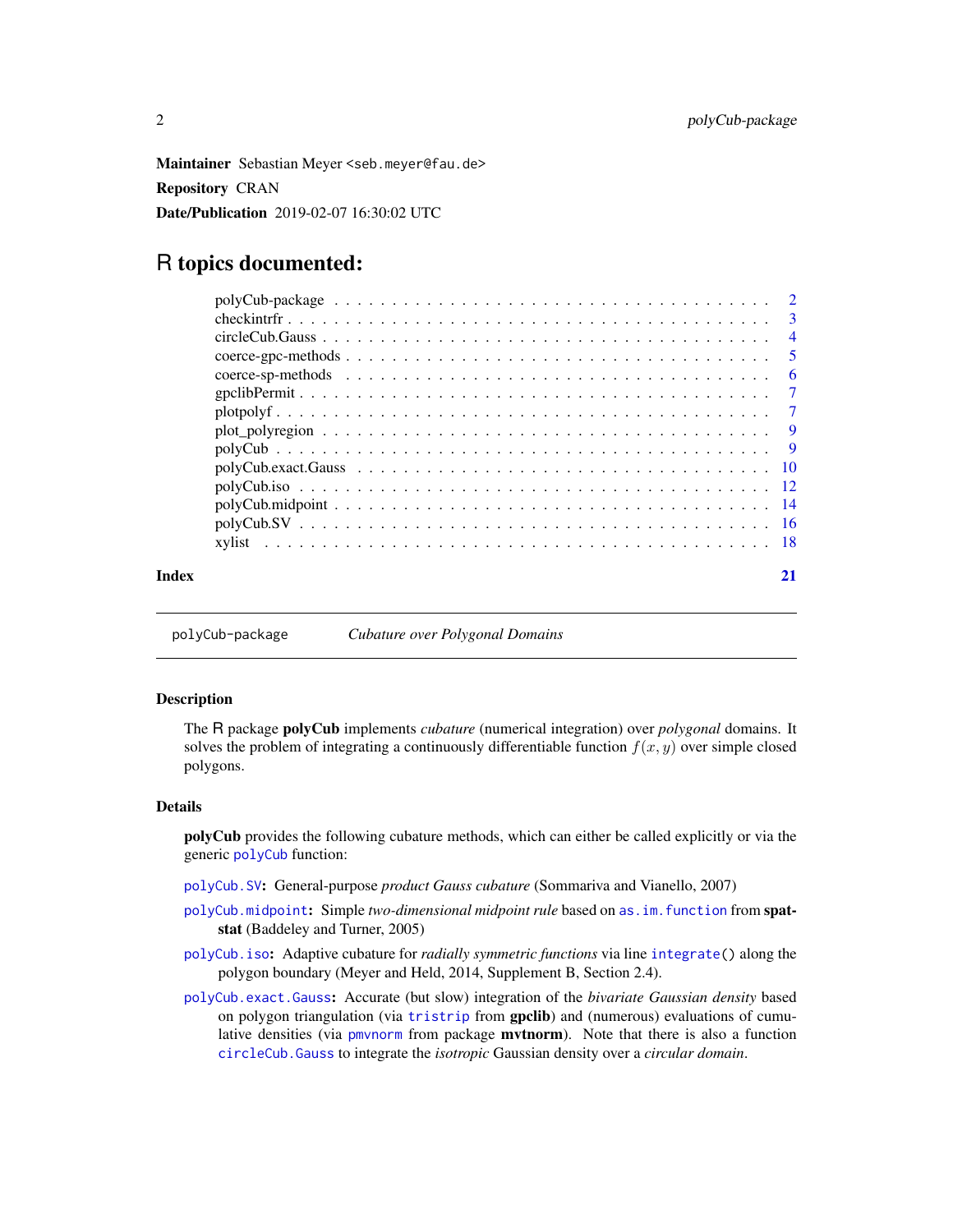**Maintainer** Sebastian Meyer <seb.meyer@fau.de>

**Repository** CRAN

**Date/Publication** 2019-02-07 16:30:02 UTC

# R topics documented:

| | |
|---|---|
| polyCub-package | 2 |
| checkintrfr | 3 |
| circleCub.Gauss | 4 |
| coerce-gpc-methods | 5 |
| coerce-sp-methods | 6 |
| gpclibPermit | 7 |
| plotpolyf | 7 |
| plot_polyregion | 9 |
| polyCub | 9 |
| polyCub.exact.Gauss | 10 |
| polyCub.iso | 12 |
| polyCub.midpoint | 14 |
| polyCub.SV | 16 |
| xylist | 18 |
| **Index** | **21** |

---

`polyCub-package` *Cubature over Polygonal Domains*

---

### Description

The R package **polyCub** implements *cubature* (numerical integration) over *polygonal* domains. It solves the problem of integrating a continuously differentiable function $f(x, y)$ over simple closed polygons.

### Details

**polyCub** provides the following cubature methods, which can either be called explicitly or via the generic `polyCub` function:

`polyCub.SV`**:** General-purpose *product Gauss cubature* (Sommariva and Vianello, 2007)

`polyCub.midpoint`**:** Simple *two-dimensional midpoint rule* based on `as.im.function` from **spatstat** (Baddeley and Turner, 2005)

`polyCub.iso`**:** Adaptive cubature for *radially symmetric functions* via line `integrate()` along the polygon boundary (Meyer and Held, 2014, Supplement B, Section 2.4).

`polyCub.exact.Gauss`**:** Accurate (but slow) integration of the *bivariate Gaussian density* based on polygon triangulation (via `tristrip` from **gpclib**) and (numerous) evaluations of cumulative densities (via `pmvnorm` from package **mvtnorm**). Note that there is also a function `circleCub.Gauss` to integrate the *isotropic* Gaussian density over a *circular domain*.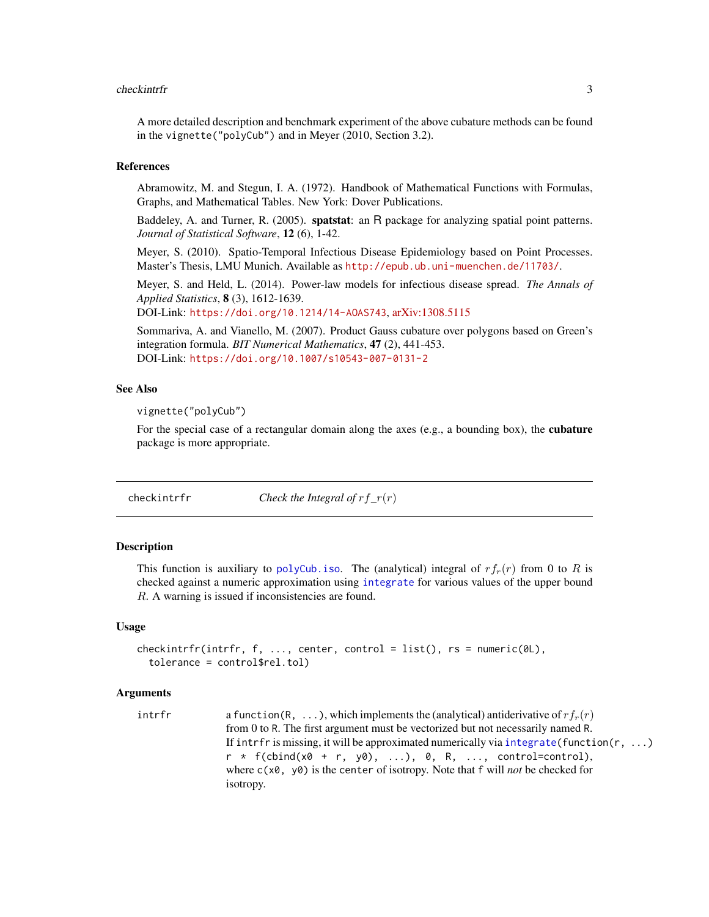A more detailed description and benchmark experiment of the above cubature methods can be found in the `vignette("polyCub")` and in Meyer (2010, Section 3.2).

### References

Abramowitz, M. and Stegun, I. A. (1972). Handbook of Mathematical Functions with Formulas, Graphs, and Mathematical Tables. New York: Dover Publications.

Baddeley, A. and Turner, R. (2005). **spatstat**: an R package for analyzing spatial point patterns. *Journal of Statistical Software*, **12** (6), 1-42.

Meyer, S. (2010). Spatio-Temporal Infectious Disease Epidemiology based on Point Processes. Master's Thesis, LMU Munich. Available as http://epub.ub.uni-muenchen.de/11703/.

Meyer, S. and Held, L. (2014). Power-law models for infectious disease spread. *The Annals of Applied Statistics*, **8** (3), 1612-1639.
DOI-Link: https://doi.org/10.1214/14-AOAS743, arXiv:1308.5115

Sommariva, A. and Vianello, M. (2007). Product Gauss cubature over polygons based on Green's integration formula. *BIT Numerical Mathematics*, **47** (2), 441-453.
DOI-Link: https://doi.org/10.1007/s10543-007-0131-2

### See Also

`vignette("polyCub")`

For the special case of a rectangular domain along the axes (e.g., a bounding box), the **cubature** package is more appropriate.

---

## checkintrfr — *Check the Integral of* $r f\_r(r)$

### Description

This function is auxiliary to `polyCub.iso`. The (analytical) integral of $r f_r(r)$ from 0 to $R$ is checked against a numeric approximation using `integrate` for various values of the upper bound $R$. A warning is issued if inconsistencies are found.

### Usage

```
checkintrfr(intrfr, f, ..., center, control = list(), rs = numeric(0L),
  tolerance = control$rel.tol)
```

### Arguments

`intrfr` — a `function(R, ...)`, which implements the (analytical) antiderivative of $r f_r(r)$ from 0 to `R`. The first argument must be vectorized but not necessarily named `R`.
If `intrfr` is missing, it will be approximated numerically via `integrate(function(r, ...) r * f(cbind(x0 + r, y0), ...), 0, R, ..., control=control)`, where `c(x0, y0)` is the `center` of isotropy. Note that `f` will *not* be checked for isotropy.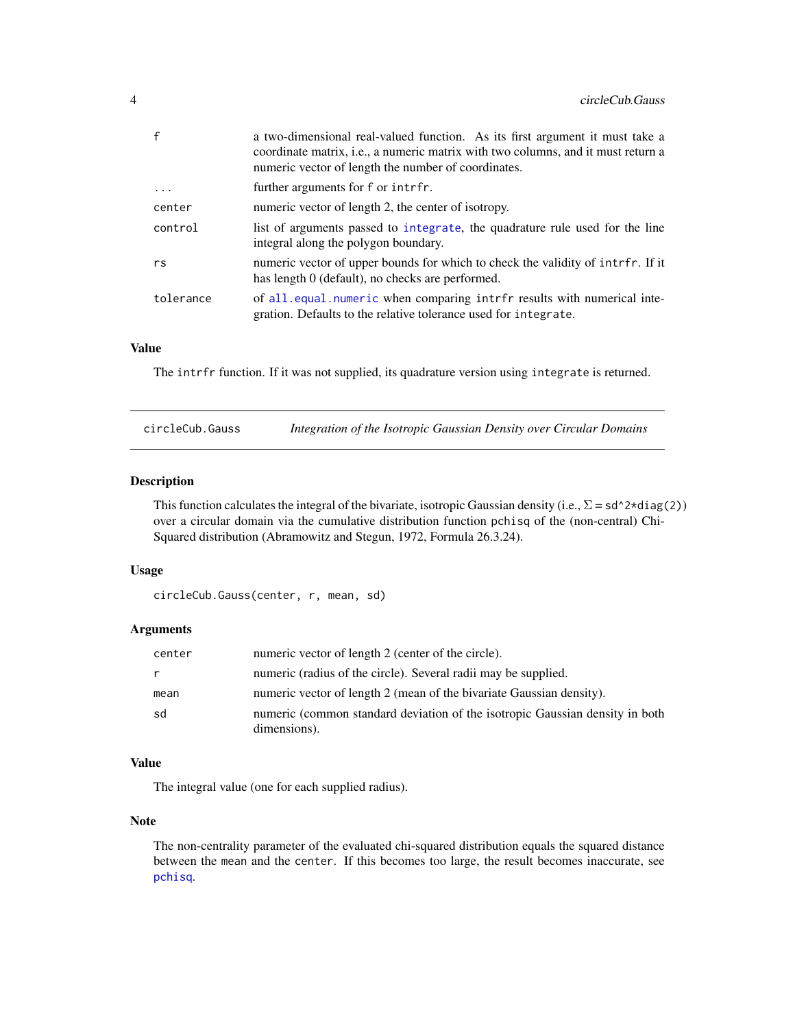| | |
|---|---|
| `f` | a two-dimensional real-valued function. As its first argument it must take a coordinate matrix, i.e., a numeric matrix with two columns, and it must return a numeric vector of length the number of coordinates. |
| `...` | further arguments for `f` or `intrfr`. |
| `center` | numeric vector of length 2, the center of isotropy. |
| `control` | list of arguments passed to `integrate`, the quadrature rule used for the line integral along the polygon boundary. |
| `rs` | numeric vector of upper bounds for which to check the validity of `intrfr`. If it has length 0 (default), no checks are performed. |
| `tolerance` | of `all.equal.numeric` when comparing `intrfr` results with numerical integration. Defaults to the relative tolerance used for `integrate`. |

### Value

The `intrfr` function. If it was not supplied, its quadrature version using `integrate` is returned.

---

## circleCub.Gauss — *Integration of the Isotropic Gaussian Density over Circular Domains*

### Description

This function calculates the integral of the bivariate, isotropic Gaussian density (i.e., $\Sigma$ = `sd^2*diag(2)`) over a circular domain via the cumulative distribution function `pchisq` of the (non-central) Chi-Squared distribution (Abramowitz and Stegun, 1972, Formula 26.3.24).

### Usage

```
circleCub.Gauss(center, r, mean, sd)
```

### Arguments

| | |
|---|---|
| `center` | numeric vector of length 2 (center of the circle). |
| `r` | numeric (radius of the circle). Several radii may be supplied. |
| `mean` | numeric vector of length 2 (mean of the bivariate Gaussian density). |
| `sd` | numeric (common standard deviation of the isotropic Gaussian density in both dimensions). |

### Value

The integral value (one for each supplied radius).

### Note

The non-centrality parameter of the evaluated chi-squared distribution equals the squared distance between the `mean` and the `center`. If this becomes too large, the result becomes inaccurate, see `pchisq`.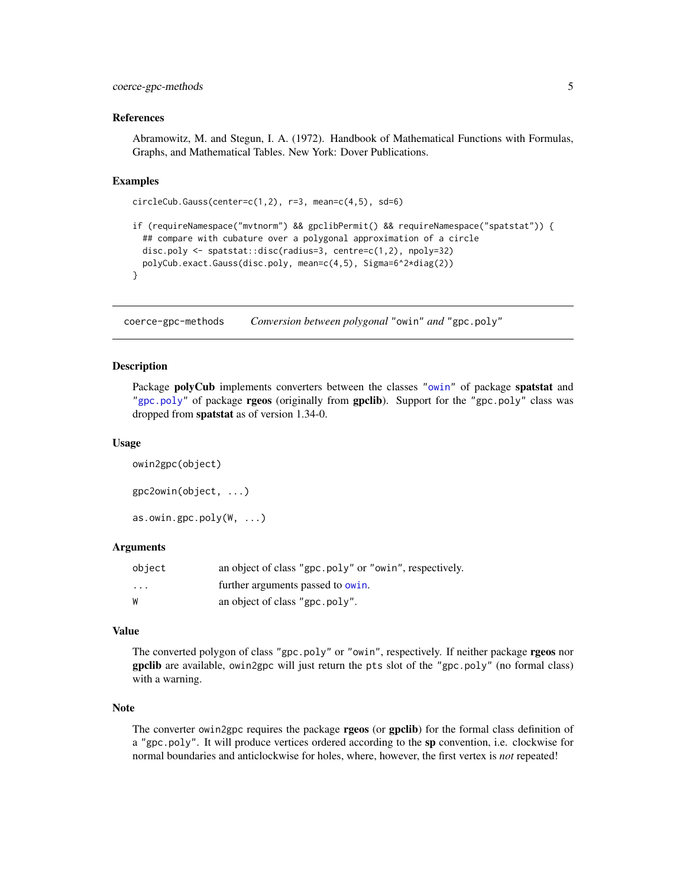### References

Abramowitz, M. and Stegun, I. A. (1972). Handbook of Mathematical Functions with Formulas, Graphs, and Mathematical Tables. New York: Dover Publications.

### Examples

```
circleCub.Gauss(center=c(1,2), r=3, mean=c(4,5), sd=6)

if (requireNamespace("mvtnorm") && gpclibPermit() && requireNamespace("spatstat")) {
  ## compare with cubature over a polygonal approximation of a circle
  disc.poly <- spatstat::disc(radius=3, centre=c(1,2), npoly=32)
  polyCub.exact.Gauss(disc.poly, mean=c(4,5), Sigma=6^2*diag(2))
}
```

---

## coerce-gpc-methods    *Conversion between polygonal "owin" and "gpc.poly"*

### Description

Package **polyCub** implements converters between the classes "owin" of package **spatstat** and "gpc.poly" of package **rgeos** (originally from **gpclib**). Support for the "gpc.poly" class was dropped from **spatstat** as of version 1.34-0.

### Usage

```
owin2gpc(object)

gpc2owin(object, ...)

as.owin.gpc.poly(W, ...)
```

### Arguments

| | |
|---|---|
| object | an object of class "gpc.poly" or "owin", respectively. |
| ... | further arguments passed to owin. |
| W | an object of class "gpc.poly". |

### Value

The converted polygon of class "gpc.poly" or "owin", respectively. If neither package **rgeos** nor **gpclib** are available, owin2gpc will just return the pts slot of the "gpc.poly" (no formal class) with a warning.

### Note

The converter owin2gpc requires the package **rgeos** (or **gpclib**) for the formal class definition of a "gpc.poly". It will produce vertices ordered according to the **sp** convention, i.e. clockwise for normal boundaries and anticlockwise for holes, where, however, the first vertex is *not* repeated!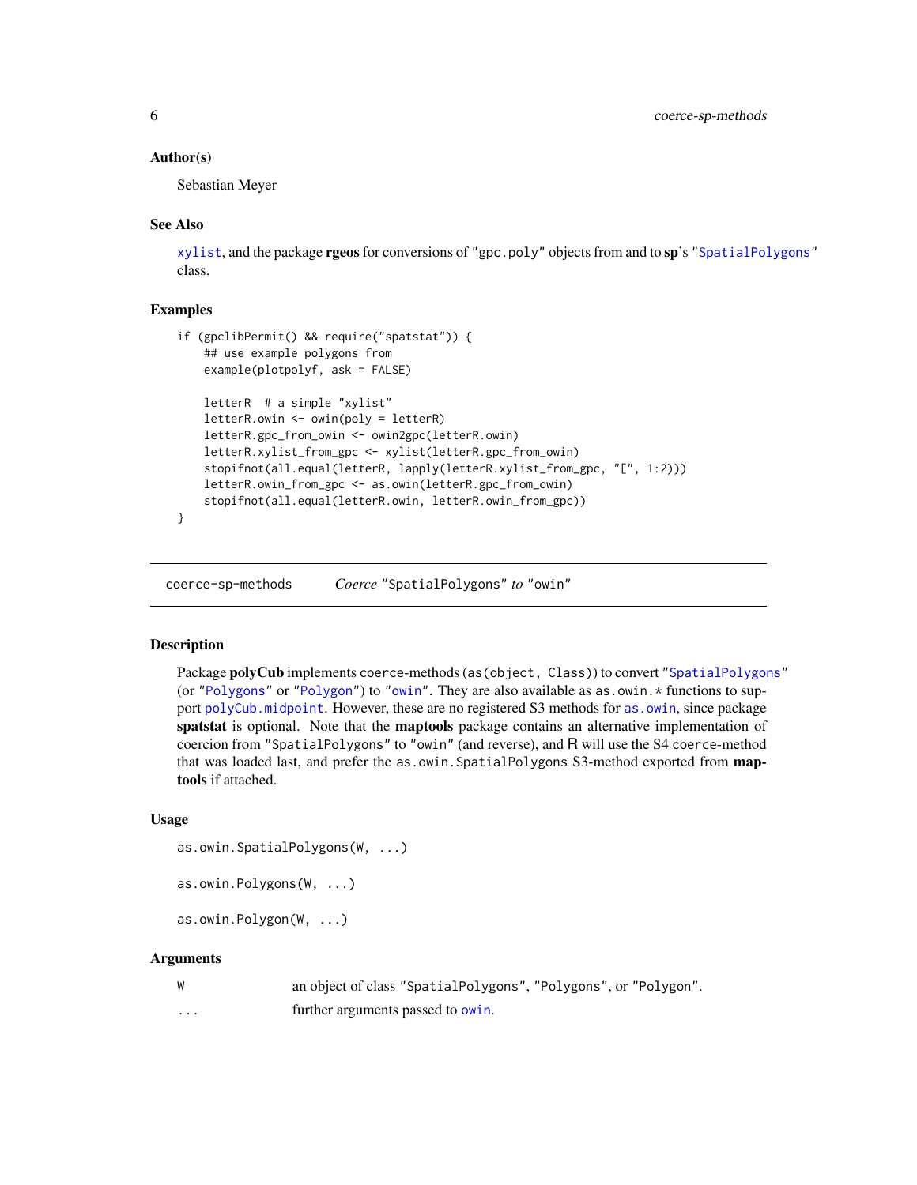### Author(s)

Sebastian Meyer

### See Also

xylist, and the package **rgeos** for conversions of "gpc.poly" objects from and to **sp**'s "SpatialPolygons" class.

### Examples

```
if (gpclibPermit() && require("spatstat")) {
    ## use example polygons from
    example(plotpolyf, ask = FALSE)

    letterR  # a simple "xylist"
    letterR.owin <- owin(poly = letterR)
    letterR.gpc_from_owin <- owin2gpc(letterR.owin)
    letterR.xylist_from_gpc <- xylist(letterR.gpc_from_owin)
    stopifnot(all.equal(letterR, lapply(letterR.xylist_from_gpc, "[", 1:2)))
    letterR.owin_from_gpc <- as.owin(letterR.gpc_from_owin)
    stopifnot(all.equal(letterR.owin, letterR.owin_from_gpc))
}
```

---

## coerce-sp-methods    *Coerce* "SpatialPolygons" *to* "owin"

### Description

Package **polyCub** implements coerce-methods (as(object, Class)) to convert "SpatialPolygons" (or "Polygons" or "Polygon") to "owin". They are also available as as.owin.* functions to support polyCub.midpoint. However, these are no registered S3 methods for as.owin, since package **spatstat** is optional. Note that the **maptools** package contains an alternative implementation of coercion from "SpatialPolygons" to "owin" (and reverse), and R will use the S4 coerce-method that was loaded last, and prefer the as.owin.SpatialPolygons S3-method exported from **maptools** if attached.

### Usage

```
as.owin.SpatialPolygons(W, ...)

as.owin.Polygons(W, ...)

as.owin.Polygon(W, ...)
```

### Arguments

| | |
|---|---|
| W | an object of class "SpatialPolygons", "Polygons", or "Polygon". |
| ... | further arguments passed to owin. |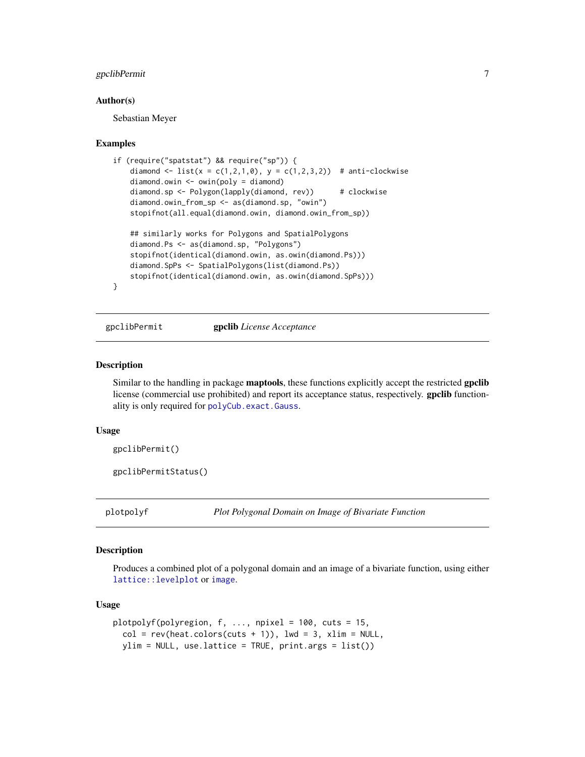### Author(s)

Sebastian Meyer

### Examples

```
if (require("spatstat") && require("sp")) {
    diamond <- list(x = c(1,2,1,0), y = c(1,2,3,2))  # anti-clockwise
    diamond.owin <- owin(poly = diamond)
    diamond.sp <- Polygon(lapply(diamond, rev))      # clockwise
    diamond.owin_from_sp <- as(diamond.sp, "owin")
    stopifnot(all.equal(diamond.owin, diamond.owin_from_sp))

    ## similarly works for Polygons and SpatialPolygons
    diamond.Ps <- as(diamond.sp, "Polygons")
    stopifnot(identical(diamond.owin, as.owin(diamond.Ps)))
    diamond.SpPs <- SpatialPolygons(list(diamond.Ps))
    stopifnot(identical(diamond.owin, as.owin(diamond.SpPs)))
}
```

## gpclibPermit — **gpclib** *License Acceptance*

### Description

Similar to the handling in package **maptools**, these functions explicitly accept the restricted **gpclib** license (commercial use prohibited) and report its acceptance status, respectively. **gpclib** functionality is only required for `polyCub.exact.Gauss`.

### Usage

```
gpclibPermit()

gpclibPermitStatus()
```

## plotpolyf — *Plot Polygonal Domain on Image of Bivariate Function*

### Description

Produces a combined plot of a polygonal domain and an image of a bivariate function, using either `lattice::levelplot` or `image`.

### Usage

```
plotpolyf(polyregion, f, ..., npixel = 100, cuts = 15,
  col = rev(heat.colors(cuts + 1)), lwd = 3, xlim = NULL,
  ylim = NULL, use.lattice = TRUE, print.args = list())
```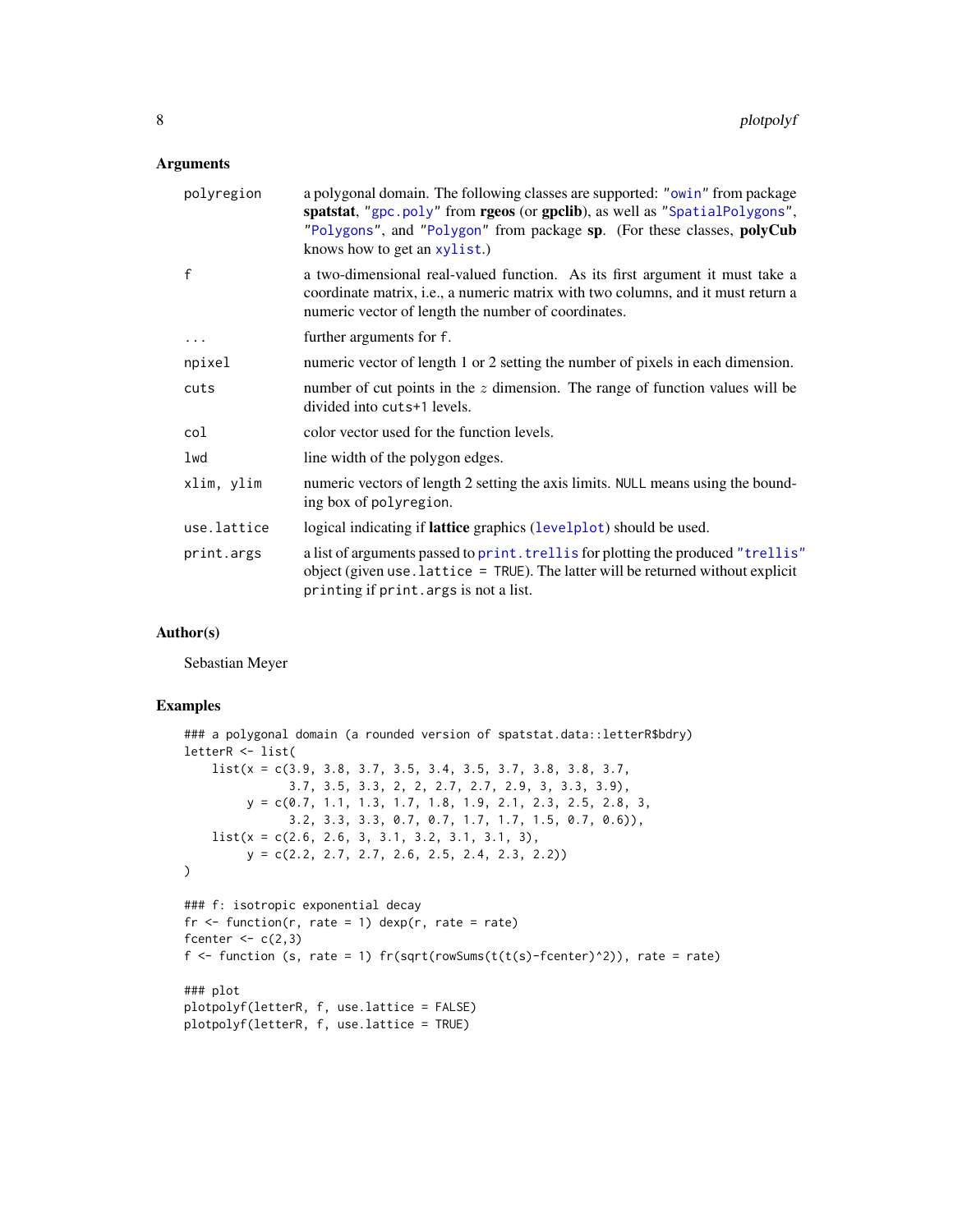## Arguments

| | |
|---|---|
| polyregion | a polygonal domain. The following classes are supported: "owin" from package **spatstat**, "gpc.poly" from **rgeos** (or **gpclib**), as well as "SpatialPolygons", "Polygons", and "Polygon" from package **sp**. (For these classes, **polyCub** knows how to get an xylist.) |
| f | a two-dimensional real-valued function. As its first argument it must take a coordinate matrix, i.e., a numeric matrix with two columns, and it must return a numeric vector of length the number of coordinates. |
| ... | further arguments for f. |
| npixel | numeric vector of length 1 or 2 setting the number of pixels in each dimension. |
| cuts | number of cut points in the $z$ dimension. The range of function values will be divided into cuts+1 levels. |
| col | color vector used for the function levels. |
| lwd | line width of the polygon edges. |
| xlim, ylim | numeric vectors of length 2 setting the axis limits. NULL means using the bounding box of polyregion. |
| use.lattice | logical indicating if **lattice** graphics (levelplot) should be used. |
| print.args | a list of arguments passed to print.trellis for plotting the produced "trellis" object (given use.lattice = TRUE). The latter will be returned without explicit printing if print.args is not a list. |

## Author(s)

Sebastian Meyer

## Examples

```
### a polygonal domain (a rounded version of spatstat.data::letterR$bdry)
letterR <- list(
    list(x = c(3.9, 3.8, 3.7, 3.5, 3.4, 3.5, 3.7, 3.8, 3.8, 3.7,
               3.7, 3.5, 3.3, 2, 2, 2.7, 2.7, 2.9, 3, 3.3, 3.9),
         y = c(0.7, 1.1, 1.3, 1.7, 1.8, 1.9, 2.1, 2.3, 2.5, 2.8, 3,
               3.2, 3.3, 3.3, 0.7, 0.7, 1.7, 1.7, 1.5, 0.7, 0.6)),
    list(x = c(2.6, 2.6, 3, 3.1, 3.2, 3.1, 3.1, 3),
         y = c(2.2, 2.7, 2.7, 2.6, 2.5, 2.4, 2.3, 2.2))
)

### f: isotropic exponential decay
fr <- function(r, rate = 1) dexp(r, rate = rate)
fcenter <- c(2,3)
f <- function (s, rate = 1) fr(sqrt(rowSums(t(t(s)-fcenter)^2)), rate = rate)

### plot
plotpolyf(letterR, f, use.lattice = FALSE)
plotpolyf(letterR, f, use.lattice = TRUE)
```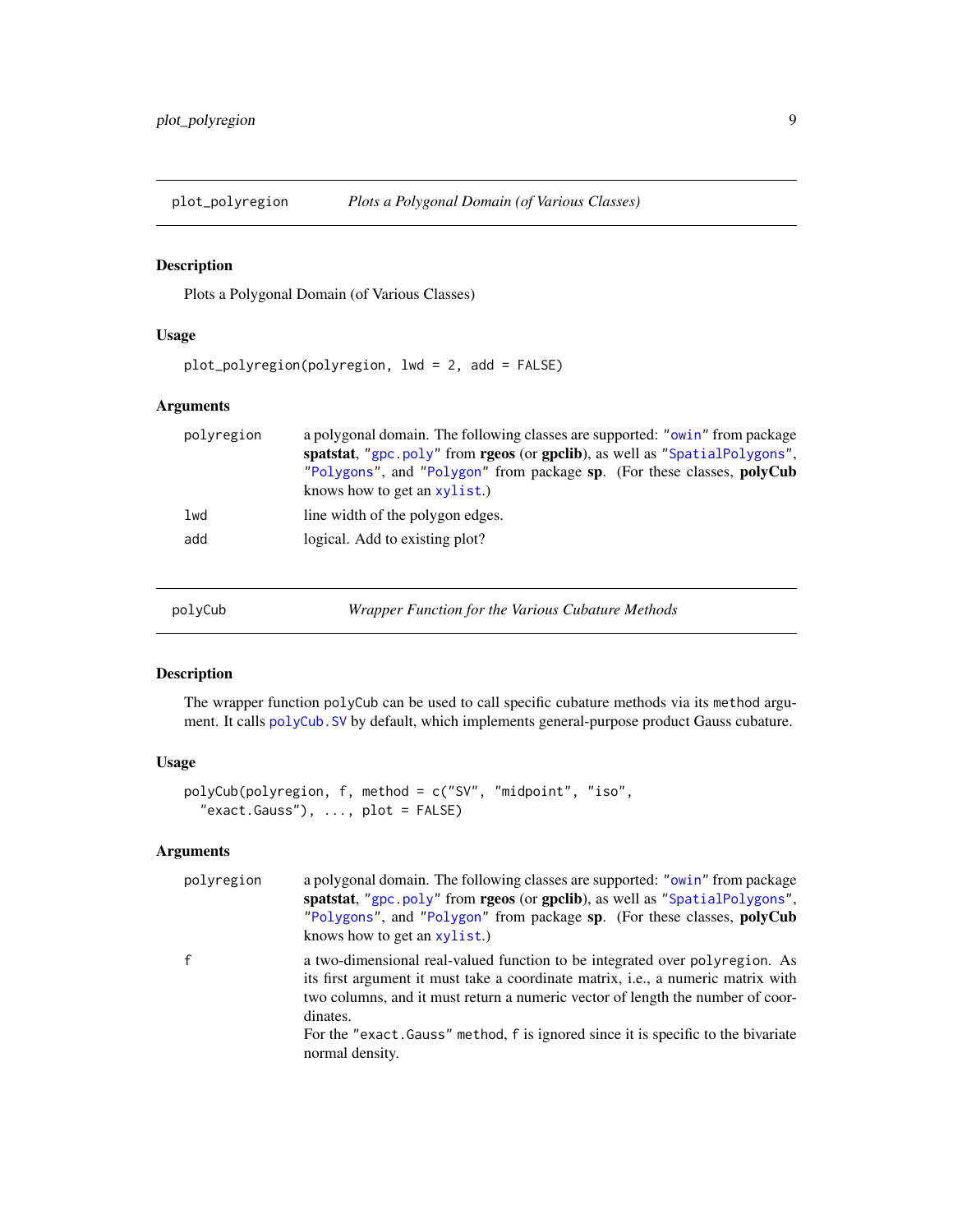## plot_polyregion — *Plots a Polygonal Domain (of Various Classes)*

### Description

Plots a Polygonal Domain (of Various Classes)

### Usage

```
plot_polyregion(polyregion, lwd = 2, add = FALSE)
```

### Arguments

| | |
|---|---|
| `polyregion` | a polygonal domain. The following classes are supported: "`owin`" from package **spatstat**, "`gpc.poly`" from **rgeos** (or **gpclib**), as well as "`SpatialPolygons`", "`Polygons`", and "`Polygon`" from package **sp**. (For these classes, **polyCub** knows how to get an `xylist`.) |
| `lwd` | line width of the polygon edges. |
| `add` | logical. Add to existing plot? |

## polyCub — *Wrapper Function for the Various Cubature Methods*

### Description

The wrapper function `polyCub` can be used to call specific cubature methods via its `method` argument. It calls `polyCub.SV` by default, which implements general-purpose product Gauss cubature.

### Usage

```
polyCub(polyregion, f, method = c("SV", "midpoint", "iso",
  "exact.Gauss"), ..., plot = FALSE)
```

### Arguments

| | |
|---|---|
| `polyregion` | a polygonal domain. The following classes are supported: "`owin`" from package **spatstat**, "`gpc.poly`" from **rgeos** (or **gpclib**), as well as "`SpatialPolygons`", "`Polygons`", and "`Polygon`" from package **sp**. (For these classes, **polyCub** knows how to get an `xylist`.) |
| `f` | a two-dimensional real-valued function to be integrated over `polyregion`. As its first argument it must take a coordinate matrix, i.e., a numeric matrix with two columns, and it must return a numeric vector of length the number of coordinates.<br>For the `"exact.Gauss"` `method`, `f` is ignored since it is specific to the bivariate normal density. |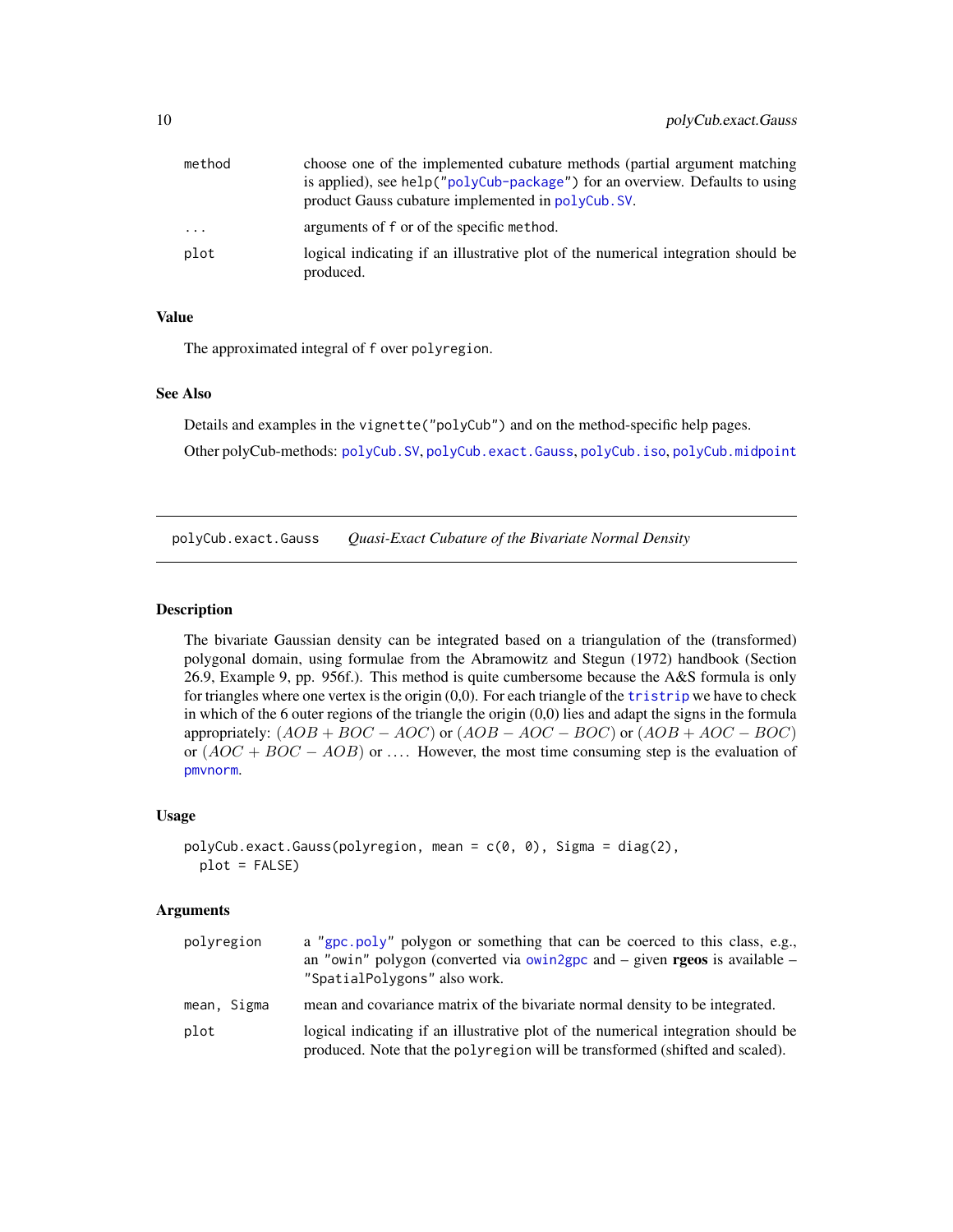| | |
|---|---|
| method | choose one of the implemented cubature methods (partial argument matching is applied), see help("polyCub-package") for an overview. Defaults to using product Gauss cubature implemented in polyCub.SV. |
| ... | arguments of f or of the specific method. |
| plot | logical indicating if an illustrative plot of the numerical integration should be produced. |

### Value

The approximated integral of f over polyregion.

### See Also

Details and examples in the vignette("polyCub") and on the method-specific help pages.

Other polyCub-methods: polyCub.SV, polyCub.exact.Gauss, polyCub.iso, polyCub.midpoint

---

## polyCub.exact.Gauss *Quasi-Exact Cubature of the Bivariate Normal Density*

### Description

The bivariate Gaussian density can be integrated based on a triangulation of the (transformed) polygonal domain, using formulae from the Abramowitz and Stegun (1972) handbook (Section 26.9, Example 9, pp. 956f.). This method is quite cumbersome because the A&S formula is only for triangles where one vertex is the origin (0,0). For each triangle of the tristrip we have to check in which of the 6 outer regions of the triangle the origin (0,0) lies and adapt the signs in the formula appropriately: $(AOB + BOC - AOC)$ or $(AOB - AOC - BOC)$ or $(AOB + AOC - BOC)$ or $(AOC + BOC - AOB)$ or $\ldots$. However, the most time consuming step is the evaluation of pmvnorm.

### Usage

```
polyCub.exact.Gauss(polyregion, mean = c(0, 0), Sigma = diag(2),
  plot = FALSE)
```

### Arguments

| | |
|---|---|
| polyregion | a "gpc.poly" polygon or something that can be coerced to this class, e.g., an "owin" polygon (converted via owin2gpc and – given **rgeos** is available – "SpatialPolygons" also work. |
| mean, Sigma | mean and covariance matrix of the bivariate normal density to be integrated. |
| plot | logical indicating if an illustrative plot of the numerical integration should be produced. Note that the polyregion will be transformed (shifted and scaled). |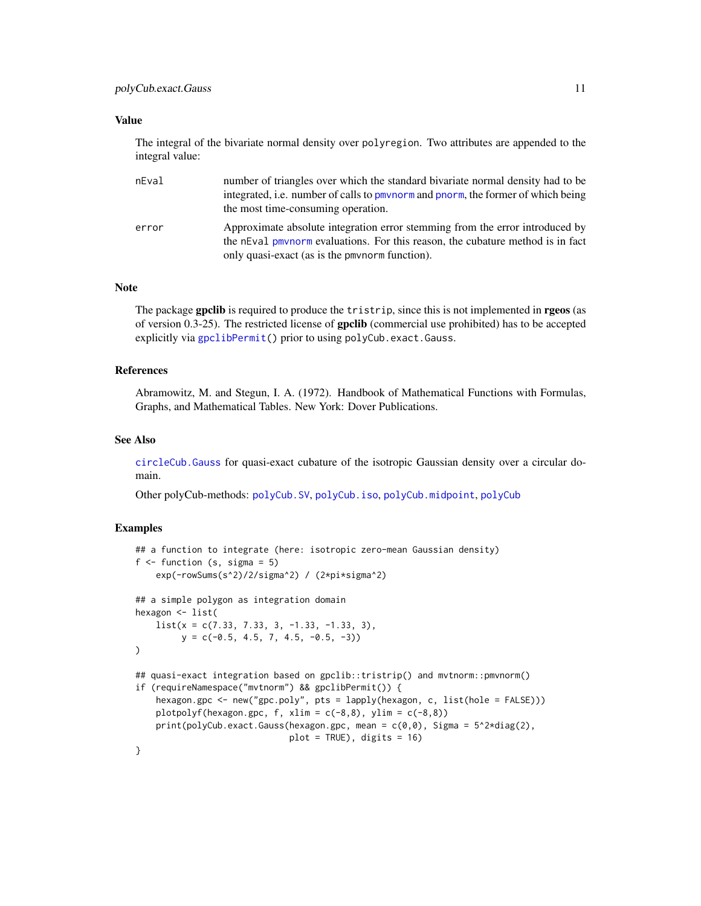### Value

The integral of the bivariate normal density over `polyregion`. Two attributes are appended to the integral value:

- `nEval` — number of triangles over which the standard bivariate normal density had to be integrated, i.e. number of calls to `pmvnorm` and `pnorm`, the former of which being the most time-consuming operation.
- `error` — Approximate absolute integration error stemming from the error introduced by the `nEval` `pmvnorm` evaluations. For this reason, the cubature method is in fact only quasi-exact (as is the `pmvnorm` function).

### Note

The package **gpclib** is required to produce the `tristrip`, since this is not implemented in **rgeos** (as of version 0.3-25). The restricted license of **gpclib** (commercial use prohibited) has to be accepted explicitly via `gpclibPermit()` prior to using `polyCub.exact.Gauss`.

### References

Abramowitz, M. and Stegun, I. A. (1972). Handbook of Mathematical Functions with Formulas, Graphs, and Mathematical Tables. New York: Dover Publications.

### See Also

`circleCub.Gauss` for quasi-exact cubature of the isotropic Gaussian density over a circular domain.

Other polyCub-methods: `polyCub.SV`, `polyCub.iso`, `polyCub.midpoint`, `polyCub`

### Examples

```
## a function to integrate (here: isotropic zero-mean Gaussian density)
f <- function (s, sigma = 5)
    exp(-rowSums(s^2)/2/sigma^2) / (2*pi*sigma^2)

## a simple polygon as integration domain
hexagon <- list(
    list(x = c(7.33, 7.33, 3, -1.33, -1.33, 3),
         y = c(-0.5, 4.5, 7, 4.5, -0.5, -3))
)

## quasi-exact integration based on gpclib::tristrip() and mvtnorm::pmvnorm()
if (requireNamespace("mvtnorm") && gpclibPermit()) {
    hexagon.gpc <- new("gpc.poly", pts = lapply(hexagon, c, list(hole = FALSE)))
    plotpolyf(hexagon.gpc, f, xlim = c(-8,8), ylim = c(-8,8))
    print(polyCub.exact.Gauss(hexagon.gpc, mean = c(0,0), Sigma = 5^2*diag(2),
                              plot = TRUE), digits = 16)
}
```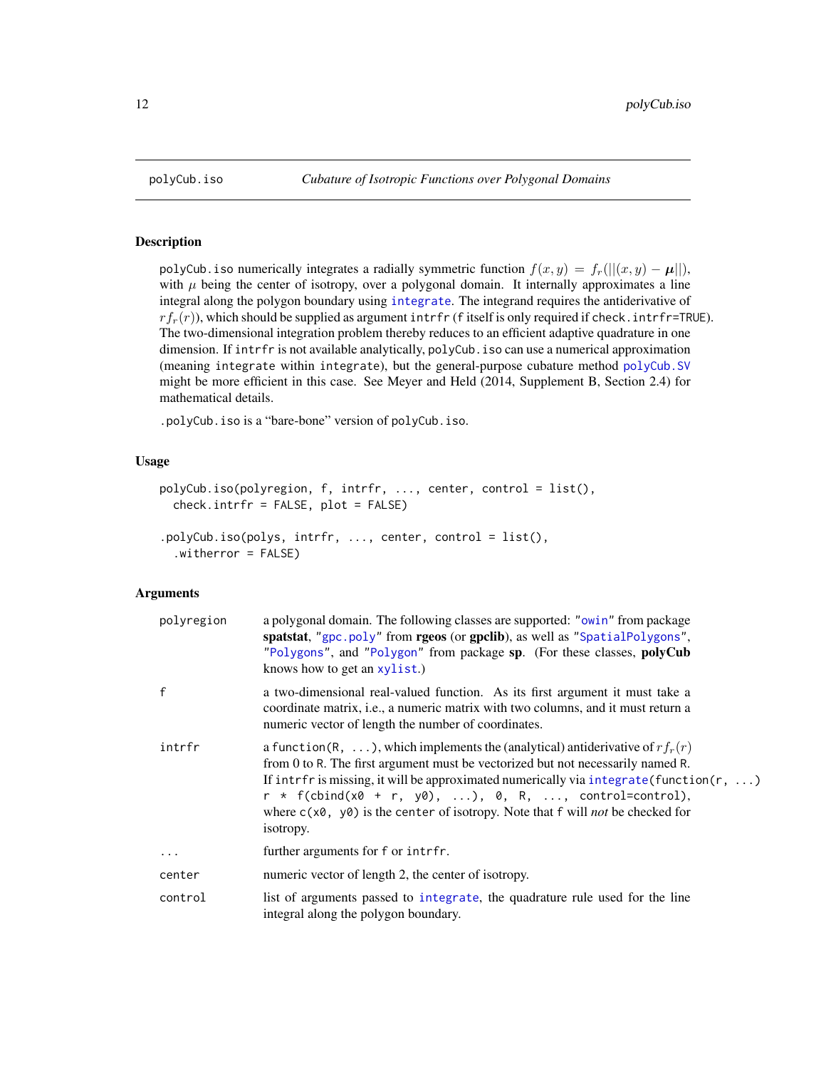## polyCub.iso — *Cubature of Isotropic Functions over Polygonal Domains*

### Description

polyCub.iso numerically integrates a radially symmetric function $f(x, y) = f_r(||(x, y) - \boldsymbol{\mu}||)$, with $\mu$ being the center of isotropy, over a polygonal domain. It internally approximates a line integral along the polygon boundary using integrate. The integrand requires the antiderivative of $r f_r(r)$), which should be supplied as argument intrfr (f itself is only required if check.intrfr=TRUE). The two-dimensional integration problem thereby reduces to an efficient adaptive quadrature in one dimension. If intrfr is not available analytically, polyCub.iso can use a numerical approximation (meaning integrate within integrate), but the general-purpose cubature method polyCub.SV might be more efficient in this case. See Meyer and Held (2014, Supplement B, Section 2.4) for mathematical details.

.polyCub.iso is a "bare-bone" version of polyCub.iso.

### Usage

```
polyCub.iso(polyregion, f, intrfr, ..., center, control = list(),
  check.intrfr = FALSE, plot = FALSE)

.polyCub.iso(polys, intrfr, ..., center, control = list(),
  .witherror = FALSE)
```

### Arguments

| | |
|---|---|
| polyregion | a polygonal domain. The following classes are supported: "owin" from package **spatstat**, "gpc.poly" from **rgeos** (or **gpclib**), as well as "SpatialPolygons", "Polygons", and "Polygon" from package **sp**. (For these classes, **polyCub** knows how to get an xylist.) |
| f | a two-dimensional real-valued function. As its first argument it must take a coordinate matrix, i.e., a numeric matrix with two columns, and it must return a numeric vector of length the number of coordinates. |
| intrfr | a function(R, ...), which implements the (analytical) antiderivative of $r f_r(r)$ from 0 to R. The first argument must be vectorized but not necessarily named R. If intrfr is missing, it will be approximated numerically via integrate(function(r, ...) r * f(cbind(x0 + r, y0), ...), 0, R, ..., control=control), where c(x0, y0) is the center of isotropy. Note that f will *not* be checked for isotropy. |
| ... | further arguments for f or intrfr. |
| center | numeric vector of length 2, the center of isotropy. |
| control | list of arguments passed to integrate, the quadrature rule used for the line integral along the polygon boundary. |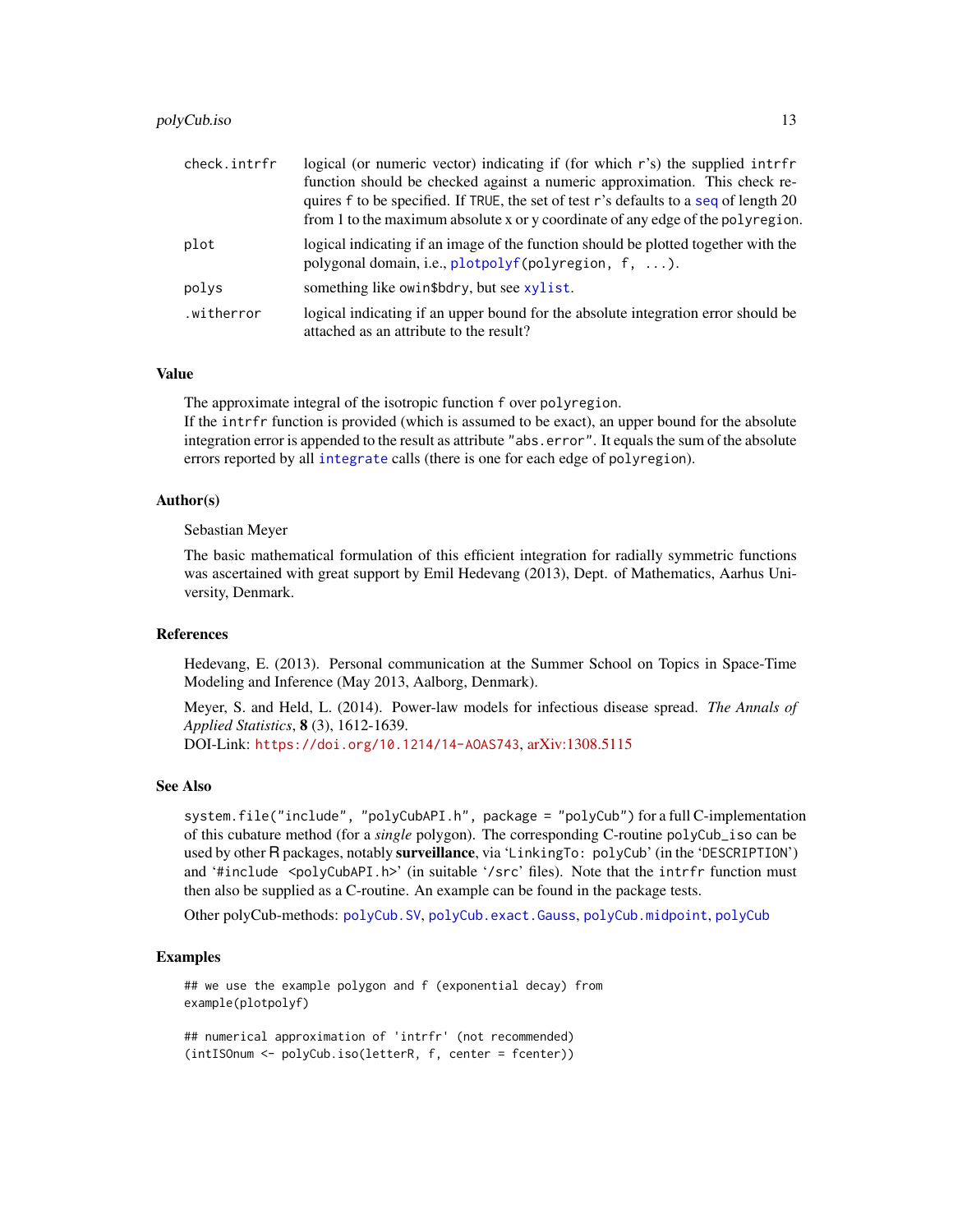| | |
|---|---|
| check.intrfr | logical (or numeric vector) indicating if (for which r's) the supplied intrfr function should be checked against a numeric approximation. This check requires f to be specified. If TRUE, the set of test r's defaults to a seq of length 20 from 1 to the maximum absolute x or y coordinate of any edge of the polyregion. |
| plot | logical indicating if an image of the function should be plotted together with the polygonal domain, i.e., plotpolyf(polyregion, f, ...). |
| polys | something like owin$bdry, but see xylist. |
| .witherror | logical indicating if an upper bound for the absolute integration error should be attached as an attribute to the result? |

## Value

The approximate integral of the isotropic function f over polyregion.
If the intrfr function is provided (which is assumed to be exact), an upper bound for the absolute integration error is appended to the result as attribute "abs.error". It equals the sum of the absolute errors reported by all integrate calls (there is one for each edge of polyregion).

## Author(s)

Sebastian Meyer

The basic mathematical formulation of this efficient integration for radially symmetric functions was ascertained with great support by Emil Hedevang (2013), Dept. of Mathematics, Aarhus University, Denmark.

## References

Hedevang, E. (2013). Personal communication at the Summer School on Topics in Space-Time Modeling and Inference (May 2013, Aalborg, Denmark).

Meyer, S. and Held, L. (2014). Power-law models for infectious disease spread. *The Annals of Applied Statistics*, **8** (3), 1612-1639.
DOI-Link: https://doi.org/10.1214/14-AOAS743, arXiv:1308.5115

## See Also

system.file("include", "polyCubAPI.h", package = "polyCub") for a full C-implementation of this cubature method (for a *single* polygon). The corresponding C-routine polyCub_iso can be used by other R packages, notably **surveillance**, via 'LinkingTo: polyCub' (in the 'DESCRIPTION') and '#include <polyCubAPI.h>' (in suitable '/src' files). Note that the intrfr function must then also be supplied as a C-routine. An example can be found in the package tests.

Other polyCub-methods: polyCub.SV, polyCub.exact.Gauss, polyCub.midpoint, polyCub

## Examples

```
## we use the example polygon and f (exponential decay) from
example(plotpolyf)

## numerical approximation of 'intrfr' (not recommended)
(intISOnum <- polyCub.iso(letterR, f, center = fcenter))
```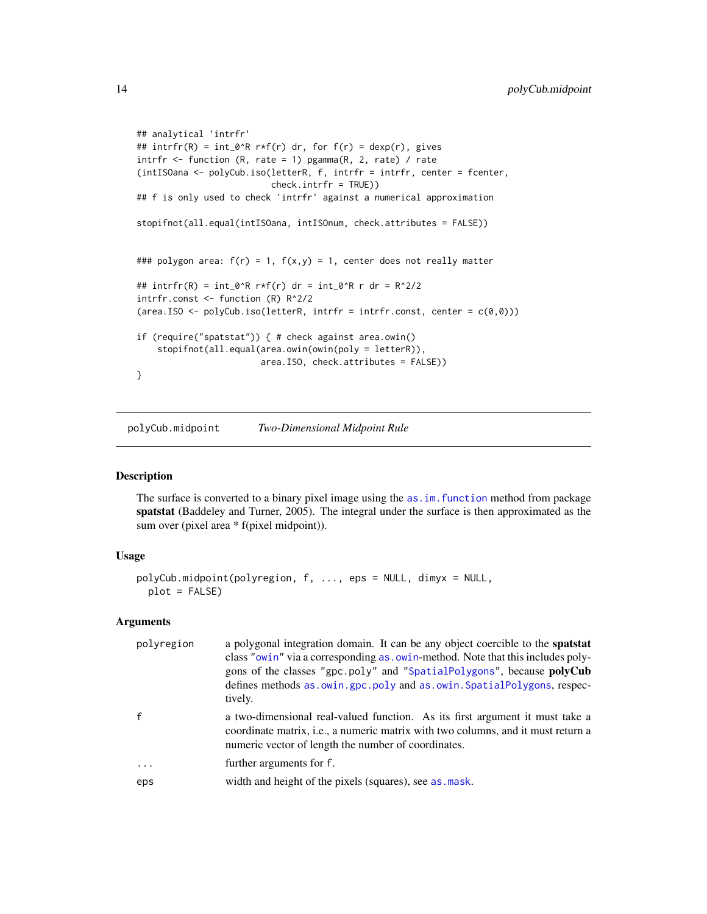```
## analytical 'intrfr'
## intrfr(R) = int_0^R r*f(r) dr, for f(r) = dexp(r), gives
intrfr <- function (R, rate = 1) pgamma(R, 2, rate) / rate
(intISOana <- polyCub.iso(letterR, f, intrfr = intrfr, center = fcenter,
                          check.intrfr = TRUE))
## f is only used to check 'intrfr' against a numerical approximation

stopifnot(all.equal(intISOana, intISOnum, check.attributes = FALSE))


### polygon area: f(r) = 1, f(x,y) = 1, center does not really matter

## intrfr(R) = int_0^R r*f(r) dr = int_0^R r dr = R^2/2
intrfr.const <- function (R) R^2/2
(area.ISO <- polyCub.iso(letterR, intrfr = intrfr.const, center = c(0,0)))

if (require("spatstat")) { # check against area.owin()
    stopifnot(all.equal(area.owin(owin(poly = letterR)),
                        area.ISO, check.attributes = FALSE))
}
```

## polyCub.midpoint *Two-Dimensional Midpoint Rule*

### Description

The surface is converted to a binary pixel image using the `as.im.function` method from package **spatstat** (Baddeley and Turner, 2005). The integral under the surface is then approximated as the sum over (pixel area * f(pixel midpoint)).

### Usage

```
polyCub.midpoint(polyregion, f, ..., eps = NULL, dimyx = NULL,
  plot = FALSE)
```

### Arguments

| | |
|---|---|
| `polyregion` | a polygonal integration domain. It can be any object coercible to the **spatstat** class "`owin`" via a corresponding `as.owin`-method. Note that this includes polygons of the classes "gpc.poly" and "`SpatialPolygons`", because **polyCub** defines methods `as.owin.gpc.poly` and `as.owin.SpatialPolygons`, respectively. |
| `f` | a two-dimensional real-valued function. As its first argument it must take a coordinate matrix, i.e., a numeric matrix with two columns, and it must return a numeric vector of length the number of coordinates. |
| `...` | further arguments for `f`. |
| `eps` | width and height of the pixels (squares), see `as.mask`. |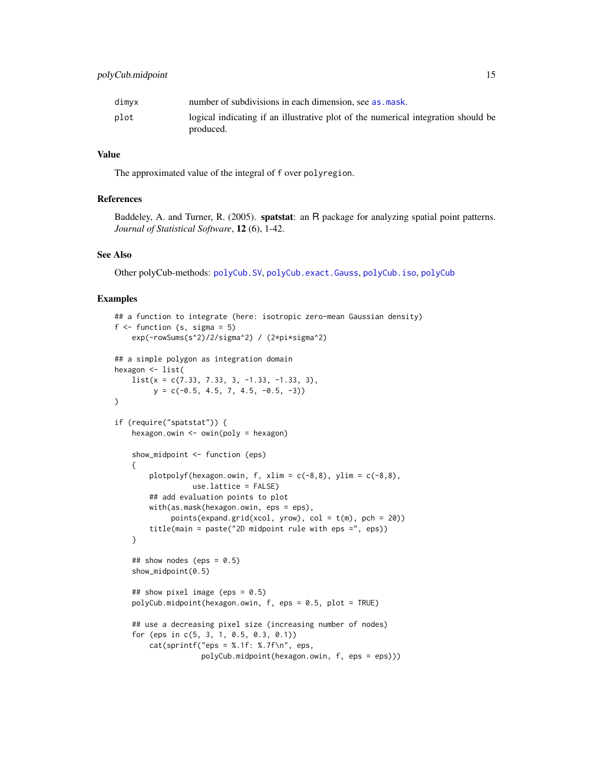| | |
|---|---|
| dimyx | number of subdivisions in each dimension, see as.mask. |
| plot | logical indicating if an illustrative plot of the numerical integration should be produced. |

## Value

The approximated value of the integral of f over polyregion.

## References

Baddeley, A. and Turner, R. (2005). **spatstat**: an R package for analyzing spatial point patterns. *Journal of Statistical Software*, **12** (6), 1-42.

## See Also

Other polyCub-methods: polyCub.SV, polyCub.exact.Gauss, polyCub.iso, polyCub

## Examples

```
## a function to integrate (here: isotropic zero-mean Gaussian density)
f <- function (s, sigma = 5)
    exp(-rowSums(s^2)/2/sigma^2) / (2*pi*sigma^2)

## a simple polygon as integration domain
hexagon <- list(
    list(x = c(7.33, 7.33, 3, -1.33, -1.33, 3),
         y = c(-0.5, 4.5, 7, 4.5, -0.5, -3))
)

if (require("spatstat")) {
    hexagon.owin <- owin(poly = hexagon)

    show_midpoint <- function (eps)
    {
        plotpolyf(hexagon.owin, f, xlim = c(-8,8), ylim = c(-8,8),
                  use.lattice = FALSE)
        ## add evaluation points to plot
        with(as.mask(hexagon.owin, eps = eps),
             points(expand.grid(xcol, yrow), col = t(m), pch = 20))
        title(main = paste("2D midpoint rule with eps =", eps))
    }

    ## show nodes (eps = 0.5)
    show_midpoint(0.5)

    ## show pixel image (eps = 0.5)
    polyCub.midpoint(hexagon.owin, f, eps = 0.5, plot = TRUE)

    ## use a decreasing pixel size (increasing number of nodes)
    for (eps in c(5, 3, 1, 0.5, 0.3, 0.1))
        cat(sprintf("eps = %.1f: %.7f\n", eps,
                    polyCub.midpoint(hexagon.owin, f, eps = eps)))
```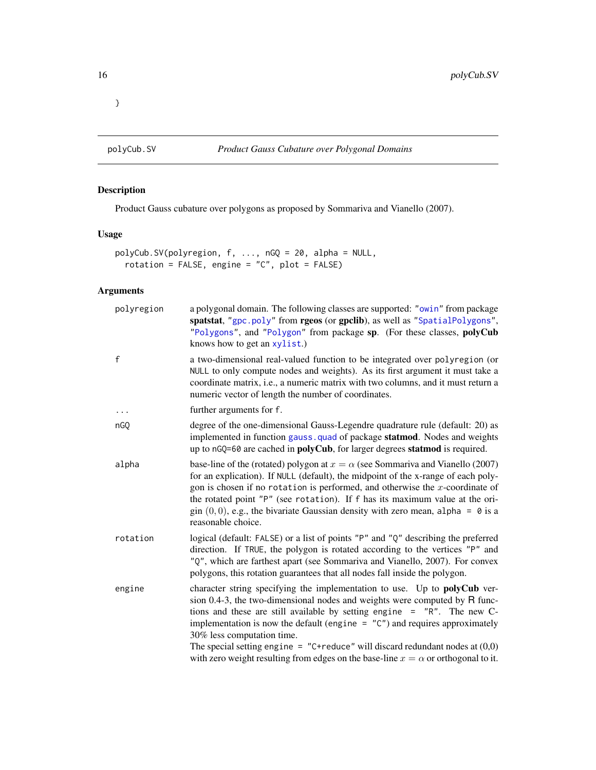```
}
```

## polyCub.SV — *Product Gauss Cubature over Polygonal Domains*

### Description

Product Gauss cubature over polygons as proposed by Sommariva and Vianello (2007).

### Usage

```
polyCub.SV(polyregion, f, ..., nGQ = 20, alpha = NULL,
  rotation = FALSE, engine = "C", plot = FALSE)
```

### Arguments

| | |
|---|---|
| `polyregion` | a polygonal domain. The following classes are supported: "`owin`" from package **spatstat**, "`gpc.poly`" from **rgeos** (or **gpclib**), as well as "`SpatialPolygons`", "`Polygons`", and "`Polygon`" from package **sp**. (For these classes, **polyCub** knows how to get an `xylist`.) |
| `f` | a two-dimensional real-valued function to be integrated over `polyregion` (or `NULL` to only compute nodes and weights). As its first argument it must take a coordinate matrix, i.e., a numeric matrix with two columns, and it must return a numeric vector of length the number of coordinates. |
| `...` | further arguments for `f`. |
| `nGQ` | degree of the one-dimensional Gauss-Legendre quadrature rule (default: 20) as implemented in function `gauss.quad` of package **statmod**. Nodes and weights up to `nGQ=60` are cached in **polyCub**, for larger degrees **statmod** is required. |
| `alpha` | base-line of the (rotated) polygon at $x = \alpha$ (see Sommariva and Vianello (2007) for an explication). If `NULL` (default), the midpoint of the x-range of each polygon is chosen if no `rotation` is performed, and otherwise the $x$-coordinate of the rotated point `"P"` (see `rotation`). If `f` has its maximum value at the origin $(0, 0)$, e.g., the bivariate Gaussian density with zero mean, `alpha = 0` is a reasonable choice. |
| `rotation` | logical (default: `FALSE`) or a list of points `"P"` and `"Q"` describing the preferred direction. If `TRUE`, the polygon is rotated according to the vertices `"P"` and `"Q"`, which are farthest apart (see Sommariva and Vianello, 2007). For convex polygons, this rotation guarantees that all nodes fall inside the polygon. |
| `engine` | character string specifying the implementation to use. Up to **polyCub** version 0.4-3, the two-dimensional nodes and weights were computed by R functions and these are still available by setting `engine = "R"`. The new C-implementation is now the default (`engine = "C"`) and requires approximately 30% less computation time.<br>The special setting `engine = "C+reduce"` will discard redundant nodes at (0,0) with zero weight resulting from edges on the base-line $x = \alpha$ or orthogonal to it. |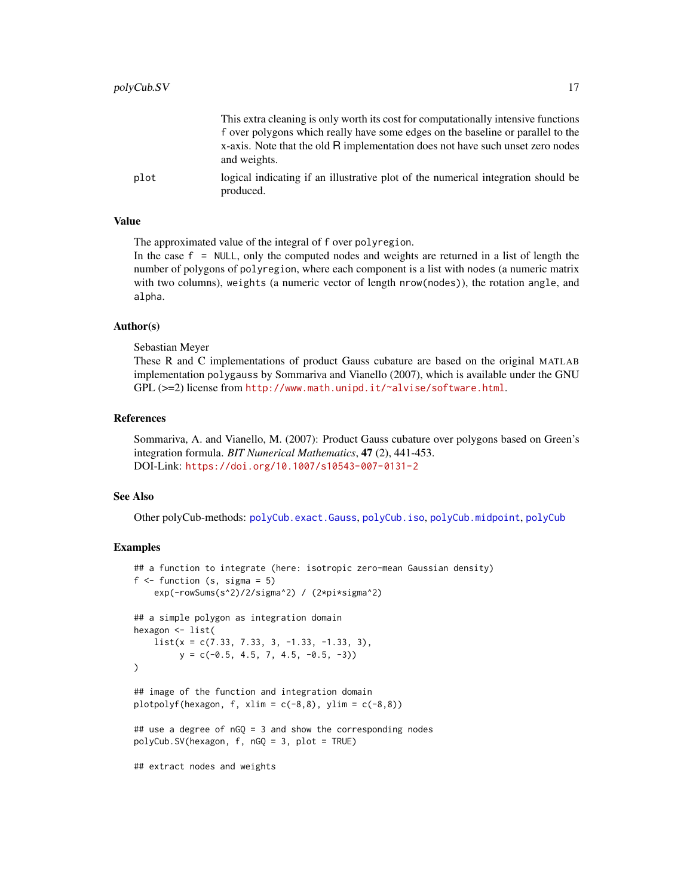This extra cleaning is only worth its cost for computationally intensive functions f over polygons which really have some edges on the baseline or parallel to the x-axis. Note that the old R implementation does not have such unset zero nodes and weights.

plot
: logical indicating if an illustrative plot of the numerical integration should be produced.

### Value

The approximated value of the integral of f over polyregion.
In the case f = NULL, only the computed nodes and weights are returned in a list of length the number of polygons of polyregion, where each component is a list with nodes (a numeric matrix with two columns), weights (a numeric vector of length nrow(nodes)), the rotation angle, and alpha.

### Author(s)

Sebastian Meyer
These R and C implementations of product Gauss cubature are based on the original MATLAB implementation polygauss by Sommariva and Vianello (2007), which is available under the GNU GPL (>=2) license from http://www.math.unipd.it/~alvise/software.html.

### References

Sommariva, A. and Vianello, M. (2007): Product Gauss cubature over polygons based on Green's integration formula. *BIT Numerical Mathematics*, **47** (2), 441-453.
DOI-Link: https://doi.org/10.1007/s10543-007-0131-2

### See Also

Other polyCub-methods: polyCub.exact.Gauss, polyCub.iso, polyCub.midpoint, polyCub

### Examples

```
## a function to integrate (here: isotropic zero-mean Gaussian density)
f <- function (s, sigma = 5)
    exp(-rowSums(s^2)/2/sigma^2) / (2*pi*sigma^2)

## a simple polygon as integration domain
hexagon <- list(
    list(x = c(7.33, 7.33, 3, -1.33, -1.33, 3),
         y = c(-0.5, 4.5, 7, 4.5, -0.5, -3))
)

## image of the function and integration domain
plotpolyf(hexagon, f, xlim = c(-8,8), ylim = c(-8,8))

## use a degree of nGQ = 3 and show the corresponding nodes
polyCub.SV(hexagon, f, nGQ = 3, plot = TRUE)

## extract nodes and weights
```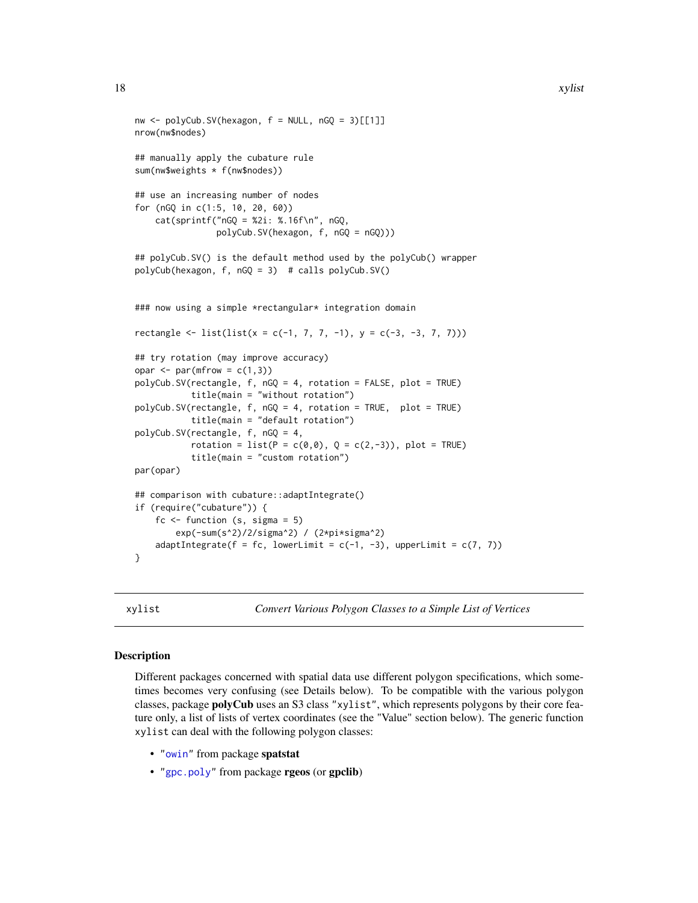```
nw <- polyCub.SV(hexagon, f = NULL, nGQ = 3)[[1]]
nrow(nw$nodes)

## manually apply the cubature rule
sum(nw$weights * f(nw$nodes))

## use an increasing number of nodes
for (nGQ in c(1:5, 10, 20, 60))
    cat(sprintf("nGQ = %2i: %.16f\n", nGQ,
                polyCub.SV(hexagon, f, nGQ = nGQ)))

## polyCub.SV() is the default method used by the polyCub() wrapper
polyCub(hexagon, f, nGQ = 3)  # calls polyCub.SV()


### now using a simple *rectangular* integration domain

rectangle <- list(list(x = c(-1, 7, 7, -1), y = c(-3, -3, 7, 7)))

## try rotation (may improve accuracy)
opar <- par(mfrow = c(1,3))
polyCub.SV(rectangle, f, nGQ = 4, rotation = FALSE, plot = TRUE)
           title(main = "without rotation")
polyCub.SV(rectangle, f, nGQ = 4, rotation = TRUE,  plot = TRUE)
           title(main = "default rotation")
polyCub.SV(rectangle, f, nGQ = 4,
           rotation = list(P = c(0,0), Q = c(2,-3)), plot = TRUE)
           title(main = "custom rotation")
par(opar)

## comparison with cubature::adaptIntegrate()
if (require("cubature")) {
    fc <- function (s, sigma = 5)
        exp(-sum(s^2)/2/sigma^2) / (2*pi*sigma^2)
    adaptIntegrate(f = fc, lowerLimit = c(-1, -3), upperLimit = c(7, 7))
}
```

## xylist — *Convert Various Polygon Classes to a Simple List of Vertices*

### Description

Different packages concerned with spatial data use different polygon specifications, which sometimes becomes very confusing (see Details below). To be compatible with the various polygon classes, package **polyCub** uses an S3 class "xylist", which represents polygons by their core feature only, a list of lists of vertex coordinates (see the "Value" section below). The generic function xylist can deal with the following polygon classes:

- "owin" from package **spatstat**
- "gpc.poly" from package **rgeos** (or **gpclib**)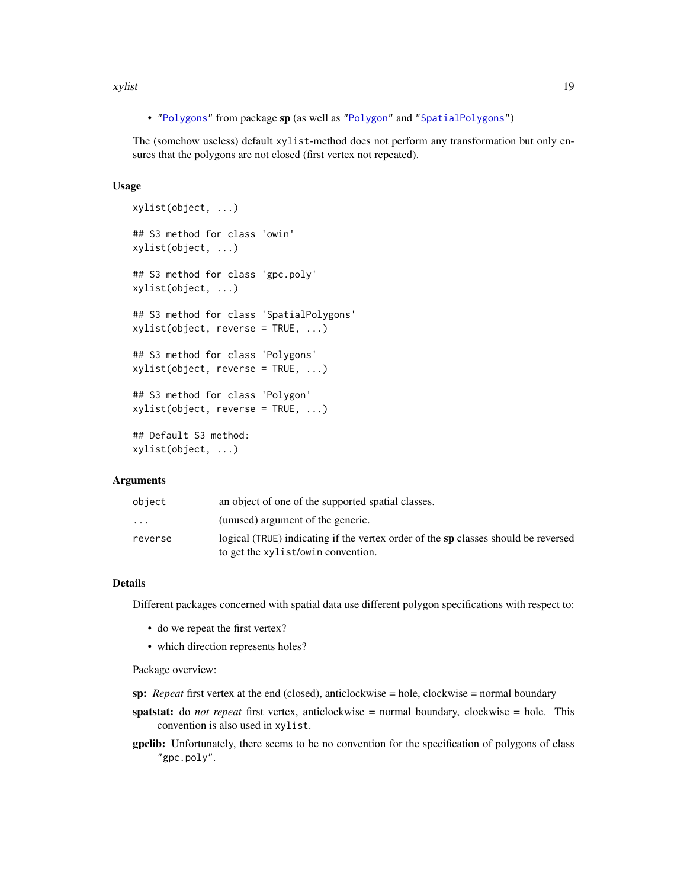- "Polygons" from package **sp** (as well as "Polygon" and "SpatialPolygons")

The (somehow useless) default xylist-method does not perform any transformation but only ensures that the polygons are not closed (first vertex not repeated).

### Usage

```
xylist(object, ...)

## S3 method for class 'owin'
xylist(object, ...)

## S3 method for class 'gpc.poly'
xylist(object, ...)

## S3 method for class 'SpatialPolygons'
xylist(object, reverse = TRUE, ...)

## S3 method for class 'Polygons'
xylist(object, reverse = TRUE, ...)

## S3 method for class 'Polygon'
xylist(object, reverse = TRUE, ...)

## Default S3 method:
xylist(object, ...)
```

### Arguments

| | |
|---|---|
| object | an object of one of the supported spatial classes. |
| ... | (unused) argument of the generic. |
| reverse | logical (TRUE) indicating if the vertex order of the **sp** classes should be reversed to get the xylist/owin convention. |

### Details

Different packages concerned with spatial data use different polygon specifications with respect to:

- do we repeat the first vertex?
- which direction represents holes?

Package overview:

**sp:** *Repeat* first vertex at the end (closed), anticlockwise = hole, clockwise = normal boundary

**spatstat:** do *not repeat* first vertex, anticlockwise = normal boundary, clockwise = hole. This convention is also used in xylist.

**gpclib:** Unfortunately, there seems to be no convention for the specification of polygons of class "gpc.poly".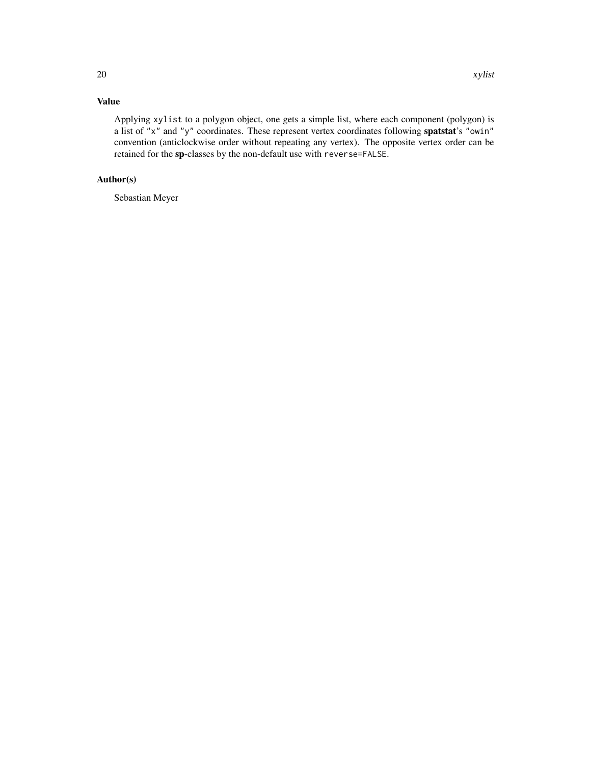## Value

Applying `xylist` to a polygon object, one gets a simple list, where each component (polygon) is a list of `"x"` and `"y"` coordinates. These represent vertex coordinates following **spatstat**'s `"owin"` convention (anticlockwise order without repeating any vertex). The opposite vertex order can be retained for the **sp**-classes by the non-default use with `reverse=FALSE`.

## Author(s)

Sebastian Meyer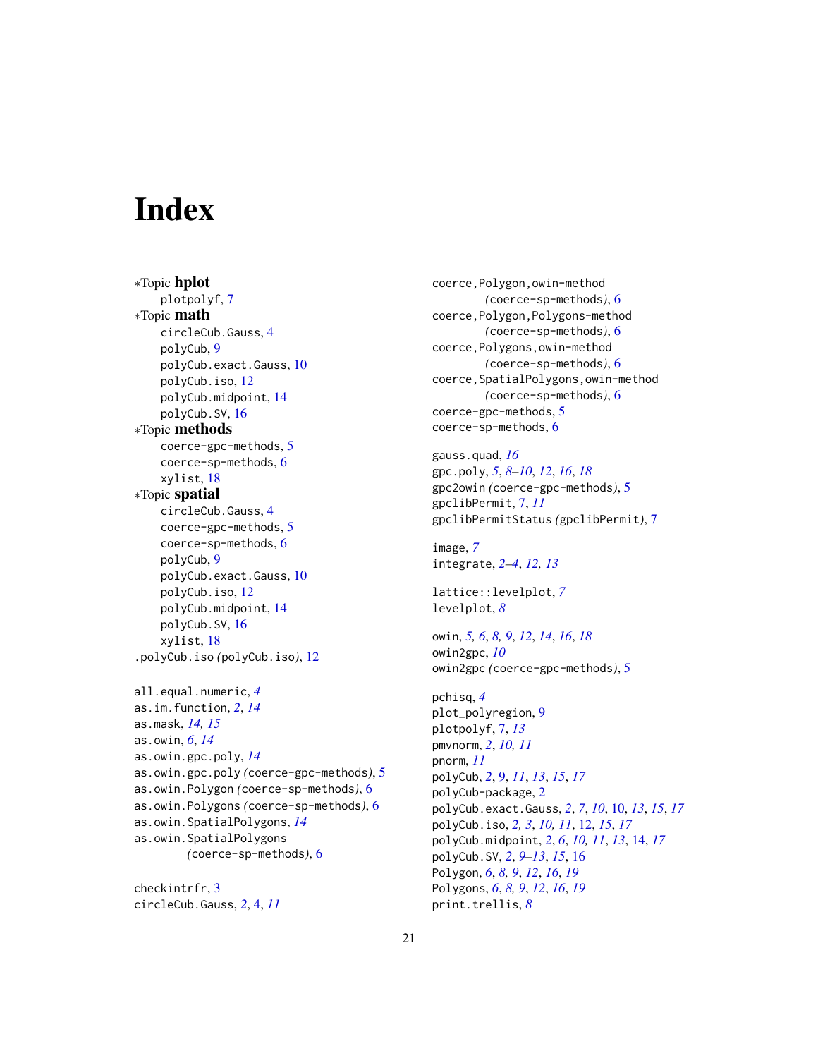# Index

*Topic **hplot**
  plotpolyf, 7
*Topic **math**
  circleCub.Gauss, 4
  polyCub, 9
  polyCub.exact.Gauss, 10
  polyCub.iso, 12
  polyCub.midpoint, 14
  polyCub.SV, 16
*Topic **methods**
  coerce-gpc-methods, 5
  coerce-sp-methods, 6
  xylist, 18
*Topic **spatial**
  circleCub.Gauss, 4
  coerce-gpc-methods, 5
  coerce-sp-methods, 6
  polyCub, 9
  polyCub.exact.Gauss, 10
  polyCub.iso, 12
  polyCub.midpoint, 14
  polyCub.SV, 16
  xylist, 18
.polyCub.iso *(polyCub.iso)*, 12

all.equal.numeric, *4*
as.im.function, *2*, *14*
as.mask, *14, 15*
as.owin, *6*, *14*
as.owin.gpc.poly, *14*
as.owin.gpc.poly *(coerce-gpc-methods)*, 5
as.owin.Polygon *(coerce-sp-methods)*, 6
as.owin.Polygons *(coerce-sp-methods)*, 6
as.owin.SpatialPolygons, *14*
as.owin.SpatialPolygons *(coerce-sp-methods)*, 6

checkintrfr, 3
circleCub.Gauss, *2*, 4, *11*

coerce,Polygon,owin-method *(coerce-sp-methods)*, 6
coerce,Polygon,Polygons-method *(coerce-sp-methods)*, 6
coerce,Polygons,owin-method *(coerce-sp-methods)*, 6
coerce,SpatialPolygons,owin-method *(coerce-sp-methods)*, 6
coerce-gpc-methods, 5
coerce-sp-methods, 6

gauss.quad, *16*
gpc.poly, *5*, *8–10*, *12*, *16*, *18*
gpc2owin *(coerce-gpc-methods)*, 5
gpclibPermit, 7, *11*
gpclibPermitStatus *(gpclibPermit)*, 7

image, *7*
integrate, *2–4*, *12, 13*

lattice::levelplot, *7*
levelplot, *8*

owin, *5, 6*, *8, 9*, *12*, *14*, *16*, *18*
owin2gpc, *10*
owin2gpc *(coerce-gpc-methods)*, 5

pchisq, *4*
plot_polyregion, 9
plotpolyf, 7, *13*
pmvnorm, *2*, *10, 11*
pnorm, *11*
polyCub, *2*, 9, *11*, *13*, *15*, *17*
polyCub-package, 2
polyCub.exact.Gauss, *2*, *7*, *10*, 10, *13*, *15*, *17*
polyCub.iso, *2, 3*, *10, 11*, 12, *15*, *17*
polyCub.midpoint, *2*, *6*, *10, 11*, *13*, 14, *17*
polyCub.SV, *2*, *9–13*, *15*, 16
Polygon, *6*, *8, 9*, *12*, *16*, *19*
Polygons, *6*, *8, 9*, *12*, *16*, *19*
print.trellis, *8*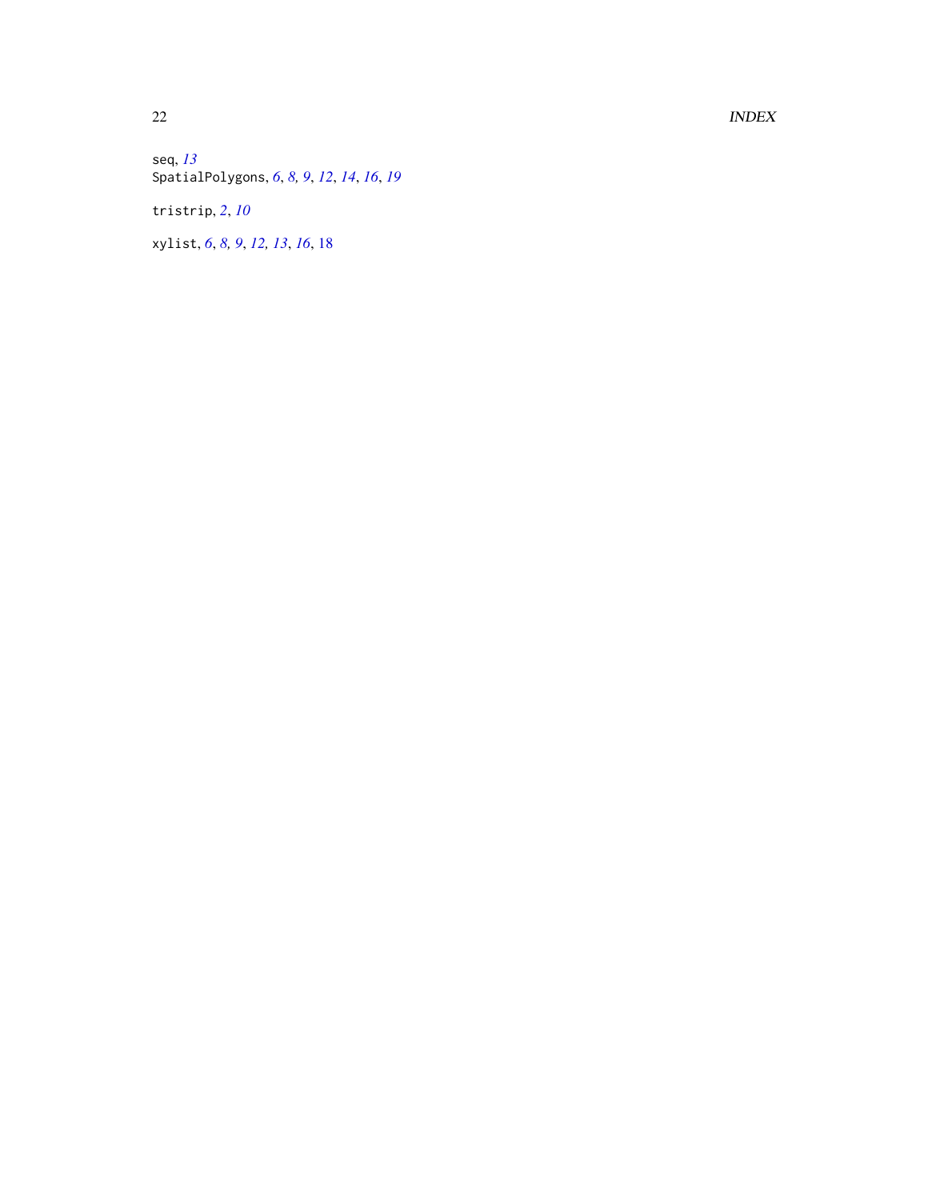seq, *13*
SpatialPolygons, *6*, *8, 9*, *12*, *14*, *16*, *19*

tristrip, *2*, *10*

xylist, *6*, *8, 9*, *12, 13*, *16*, 18